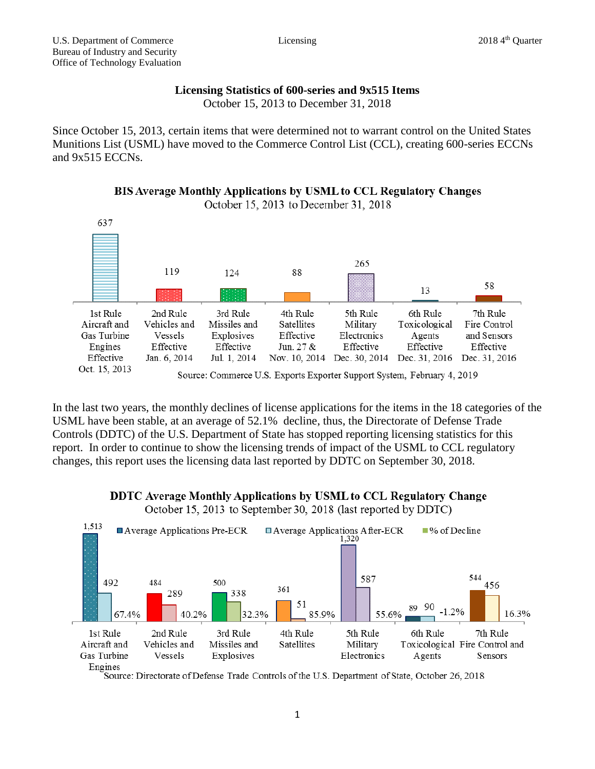# Licensing Statistics of 600-series and 9x515 Items

October 15, 2013 to December 31, 2018

Since October 15, 2013, certain items that were determined not to warrant control on the United States Munitions List (USML) have moved to the Commerce Control List (CCL), creating 600-series ECCNs and 9x515 ECCNs.

**BIS Average Monthly Applications by USML to CCL Regulatory Changes**
October 15, 2013 to December 31, 2018

| Rule | Average Monthly Applications |
|---|---|
| 1st Rule Aircraft and Gas Turbine Engines Effective Oct. 15, 2013 | 637 |
| 2nd Rule Vehicles and Vessels Effective Jan. 6, 2014 | 119 |
| 3rd Rule Missiles and Explosives Effective Jul. 1, 2014 | 124 |
| 4th Rule Satellites Effective Jun. 27 & Nov. 10, 2014 | 88 |
| 5th Rule Military Electronics Effective Dec. 30, 2014 | 265 |
| 6th Rule Toxicological Agents Effective Dec. 31, 2016 | 13 |
| 7th Rule Fire Control and Sensors Effective Dec. 31, 2016 | 58 |

Source: Commerce U.S. Exports Exporter Support System, February 4, 2019

In the last two years, the monthly declines of license applications for the items in the 18 categories of the USML have been stable, at an average of 52.1% decline, thus, the Directorate of Defense Trade Controls (DDTC) of the U.S. Department of State has stopped reporting licensing statistics for this report. In order to continue to show the licensing trends of impact of the USML to CCL regulatory changes, this report uses the licensing data last reported by DDTC on September 30, 2018.

**DDTC Average Monthly Applications by USML to CCL Regulatory Change**
October 15, 2013 to September 30, 2018 (last reported by DDTC)

| Rule | Average Applications Pre-ECR | Average Applications After-ECR | % of Decline |
|---|---|---|---|
| 1st Rule Aircraft and Gas Turbine Engines | 1,513 | 492 | 67.4% |
| 2nd Rule Vehicles and Vessels | 484 | 289 | 40.2% |
| 3rd Rule Missiles and Explosives | 500 | 338 | 32.3% |
| 4th Rule Satellites | 361 | 51 | 85.9% |
| 5th Rule Military Electronics | 1,320 | 587 | 55.6% |
| 6th Rule Toxicological Agents | 89 | 90 | -1.2% |
| 7th Rule Fire Control and Sensors | 544 | 456 | 16.3% |

Source: Directorate of Defense Trade Controls of the U.S. Department of State, October 26, 2018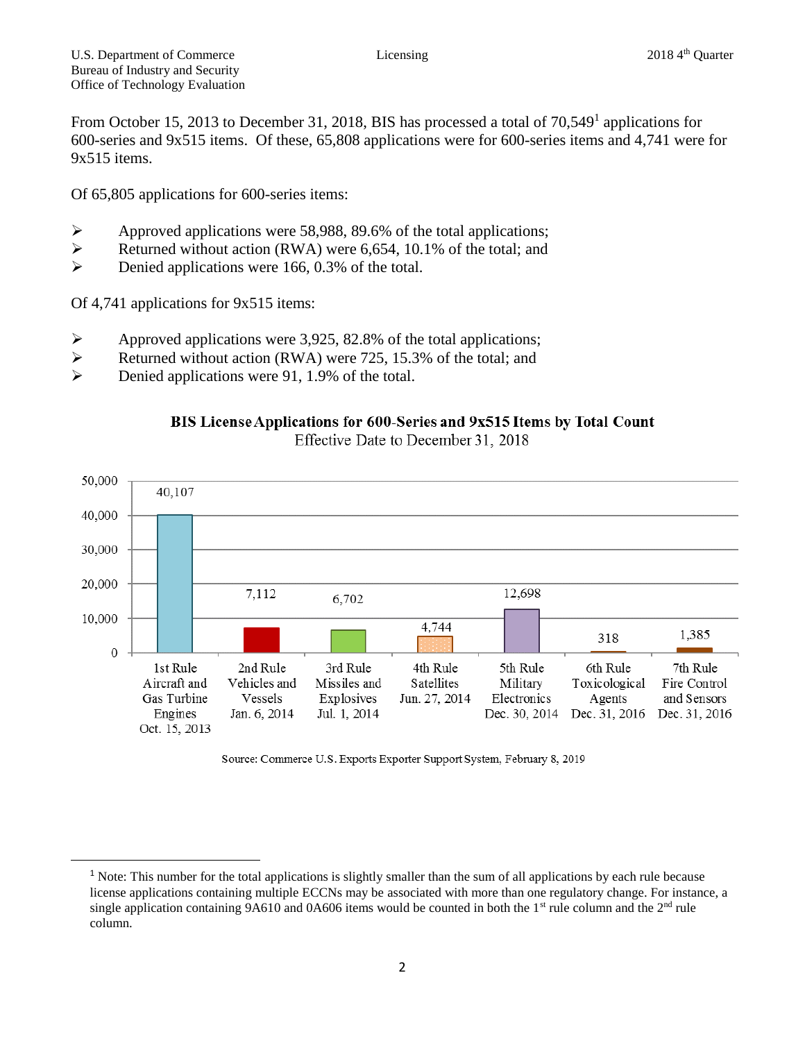From October 15, 2013 to December 31, 2018, BIS has processed a total of 70,549[1] applications for 600-series and 9x515 items. Of these, 65,808 applications were for 600-series items and 4,741 were for 9x515 items.

Of 65,805 applications for 600-series items:

- Approved applications were 58,988, 89.6% of the total applications;
- Returned without action (RWA) were 6,654, 10.1% of the total; and
- Denied applications were 166, 0.3% of the total.

Of 4,741 applications for 9x515 items:

- Approved applications were 3,925, 82.8% of the total applications;
- Returned without action (RWA) were 725, 15.3% of the total; and
- Denied applications were 91, 1.9% of the total.

**BIS License Applications for 600-Series and 9x515 Items by Total Count**

Effective Date to December 31, 2018

| Rule | Category | Effective Date | Applications |
|---|---|---|---|
| 1st Rule | Aircraft and Gas Turbine Engines | Oct. 15, 2013 | 40,107 |
| 2nd Rule | Vehicles and Vessels | Jan. 6, 2014 | 7,112 |
| 3rd Rule | Missiles and Explosives | Jul. 1, 2014 | 6,702 |
| 4th Rule | Satellites | Jun. 27, 2014 | 4,744 |
| 5th Rule | Military Electronics | Dec. 30, 2014 | 12,698 |
| 6th Rule | Toxicological Agents | Dec. 31, 2016 | 318 |
| 7th Rule | Fire Control and Sensors | Dec. 31, 2016 | 1,385 |

Source: Commerce U.S. Exports Exporter Support System, February 8, 2019

---

[1] Note: This number for the total applications is slightly smaller than the sum of all applications by each rule because license applications containing multiple ECCNs may be associated with more than one regulatory change. For instance, a single application containing 9A610 and 0A606 items would be counted in both the 1st rule column and the 2nd rule column.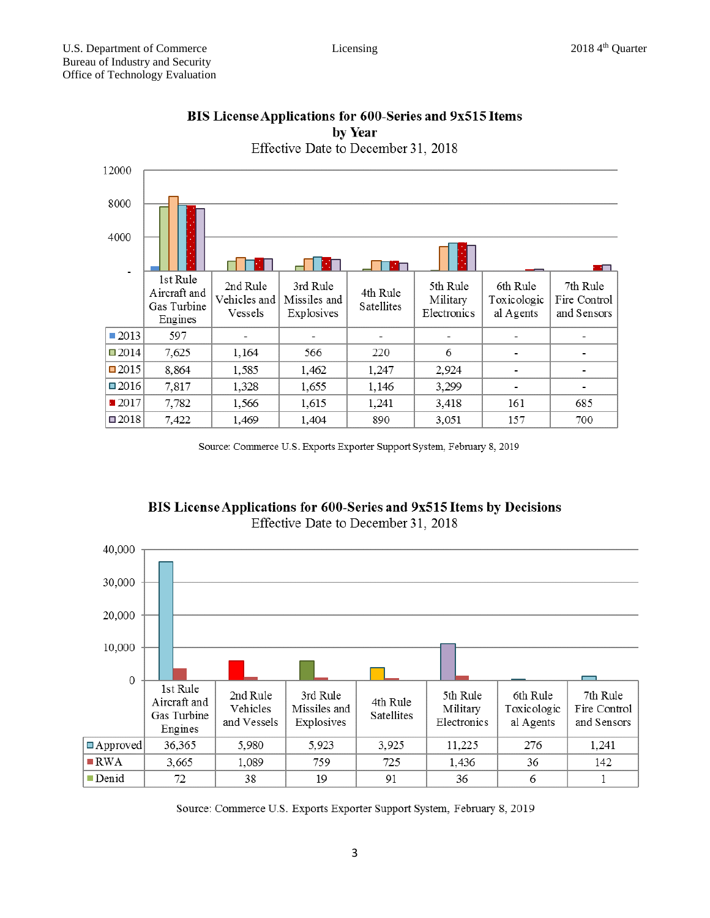## BIS License Applications for 600-Series and 9x515 Items by Year

Effective Date to December 31, 2018

| | 1st Rule Aircraft and Gas Turbine Engines | 2nd Rule Vehicles and Vessels | 3rd Rule Missiles and Explosives | 4th Rule Satellites | 5th Rule Military Electronics | 6th Rule Toxicological Agents | 7th Rule Fire Control and Sensors |
|---|---|---|---|---|---|---|---|
| 2013 | 597 | - | - | - | - | - | - |
| 2014 | 7,625 | 1,164 | 566 | 220 | 6 | - | - |
| 2015 | 8,864 | 1,585 | 1,462 | 1,247 | 2,924 | - | - |
| 2016 | 7,817 | 1,328 | 1,655 | 1,146 | 3,299 | - | - |
| 2017 | 7,782 | 1,566 | 1,615 | 1,241 | 3,418 | 161 | 685 |
| 2018 | 7,422 | 1,469 | 1,404 | 890 | 3,051 | 157 | 700 |

Source: Commerce U.S. Exports Exporter Support System, February 8, 2019

## BIS License Applications for 600-Series and 9x515 Items by Decisions

Effective Date to December 31, 2018

| | 1st Rule Aircraft and Gas Turbine Engines | 2nd Rule Vehicles and Vessels | 3rd Rule Missiles and Explosives | 4th Rule Satellites | 5th Rule Military Electronics | 6th Rule Toxicological Agents | 7th Rule Fire Control and Sensors |
|---|---|---|---|---|---|---|---|
| Approved | 36,365 | 5,980 | 5,923 | 3,925 | 11,225 | 276 | 1,241 |
| RWA | 3,665 | 1,089 | 759 | 725 | 1,436 | 36 | 142 |
| Denid | 72 | 38 | 19 | 91 | 36 | 6 | 1 |

Source: Commerce U.S. Exports Exporter Support System, February 8, 2019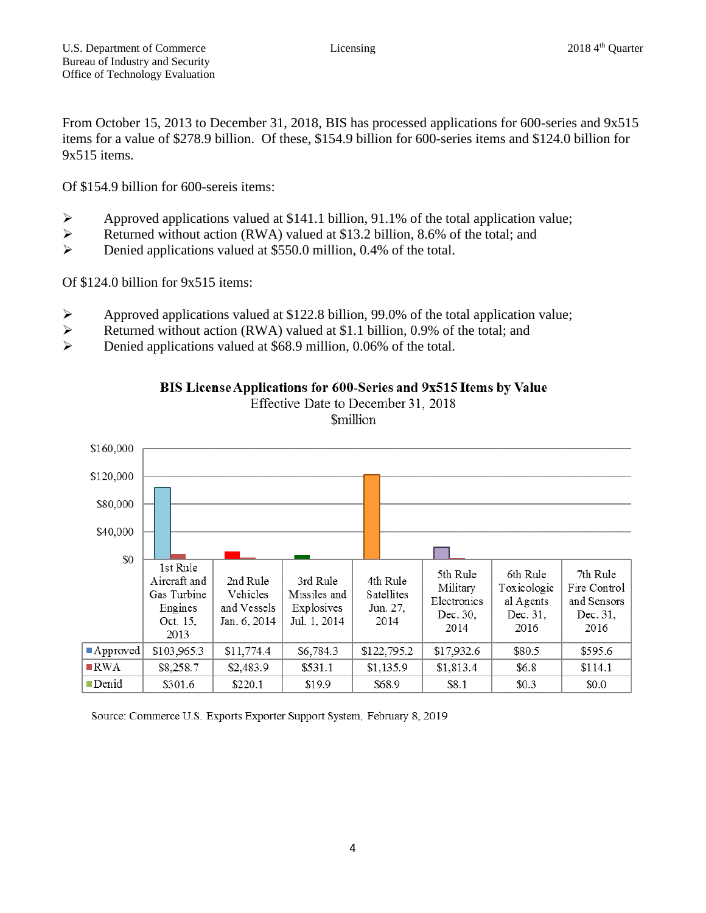From October 15, 2013 to December 31, 2018, BIS has processed applications for 600-series and 9x515 items for a value of $278.9 billion. Of these, $154.9 billion for 600-series items and $124.0 billion for 9x515 items.

Of $154.9 billion for 600-sereis items:

- Approved applications valued at $141.1 billion, 91.1% of the total application value;
- Returned without action (RWA) valued at $13.2 billion, 8.6% of the total; and
- Denied applications valued at $550.0 million, 0.4% of the total.

Of $124.0 billion for 9x515 items:

- Approved applications valued at $122.8 billion, 99.0% of the total application value;
- Returned without action (RWA) valued at $1.1 billion, 0.9% of the total; and
- Denied applications valued at $68.9 million, 0.06% of the total.

**BIS License Applications for 600-Series and 9x515 Items by Value**
Effective Date to December 31, 2018
$million

| | 1st Rule Aircraft and Gas Turbine Engines Oct. 15, 2013 | 2nd Rule Vehicles and Vessels Jan. 6, 2014 | 3rd Rule Missiles and Explosives Jul. 1, 2014 | 4th Rule Satellites Jun. 27, 2014 | 5th Rule Military Electronics Dec. 30, 2014 | 6th Rule Toxicological Agents Dec. 31, 2016 | 7th Rule Fire Control and Sensors Dec. 31, 2016 |
|---|---|---|---|---|---|---|---|
| Approved | $103,965.3 | $11,774.4 | $6,784.3 | $122,795.2 | $17,932.6 | $80.5 | $595.6 |
| RWA | $8,258.7 | $2,483.9 | $531.1 | $1,135.9 | $1,813.4 | $6.8 | $114.1 |
| Denid | $301.6 | $220.1 | $19.9 | $68.9 | $8.1 | $0.3 | $0.0 |

Source: Commerce U.S. Exports Exporter Support System, February 8, 2019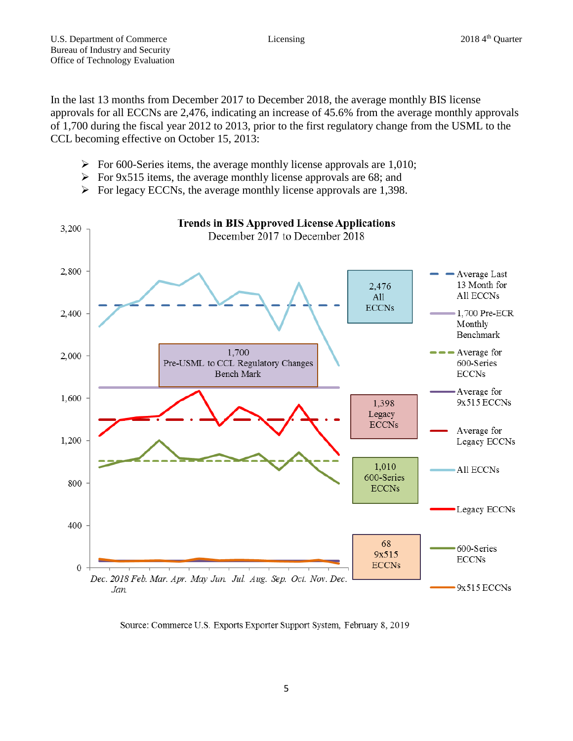In the last 13 months from December 2017 to December 2018, the average monthly BIS license approvals for all ECCNs are 2,476, indicating an increase of 45.6% from the average monthly approvals of 1,700 during the fiscal year 2012 to 2013, prior to the first regulatory change from the USML to the CCL becoming effective on October 15, 2013:

- For 600-Series items, the average monthly license approvals are 1,010;
- For 9x515 items, the average monthly license approvals are 68; and
- For legacy ECCNs, the average monthly license approvals are 1,398.

**Trends in BIS Approved License Applications**
December 2017 to December 2018

Source: Commerce U.S. Exports Exporter Support System, February 8, 2019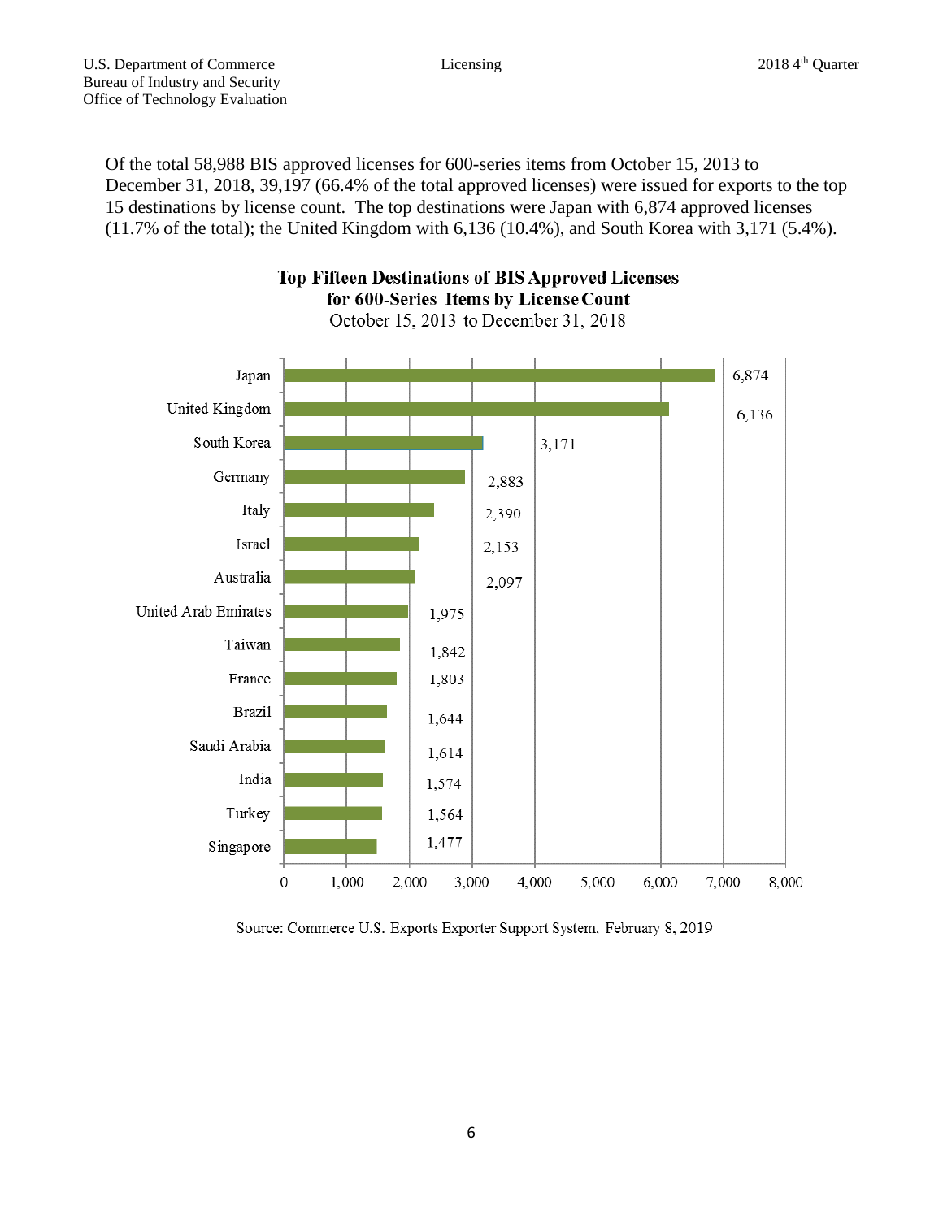Of the total 58,988 BIS approved licenses for 600-series items from October 15, 2013 to December 31, 2018, 39,197 (66.4% of the total approved licenses) were issued for exports to the top 15 destinations by license count. The top destinations were Japan with 6,874 approved licenses (11.7% of the total); the United Kingdom with 6,136 (10.4%), and South Korea with 3,171 (5.4%).

**Top Fifteen Destinations of BIS Approved Licenses for 600-Series Items by License Count**

October 15, 2013 to December 31, 2018

| Destination | License Count |
|---|---|
| Japan | 6,874 |
| United Kingdom | 6,136 |
| South Korea | 3,171 |
| Germany | 2,883 |
| Italy | 2,390 |
| Israel | 2,153 |
| Australia | 2,097 |
| United Arab Emirates | 1,975 |
| Taiwan | 1,842 |
| France | 1,803 |
| Brazil | 1,644 |
| Saudi Arabia | 1,614 |
| India | 1,574 |
| Turkey | 1,564 |
| Singapore | 1,477 |

Source: Commerce U.S. Exports Exporter Support System, February 8, 2019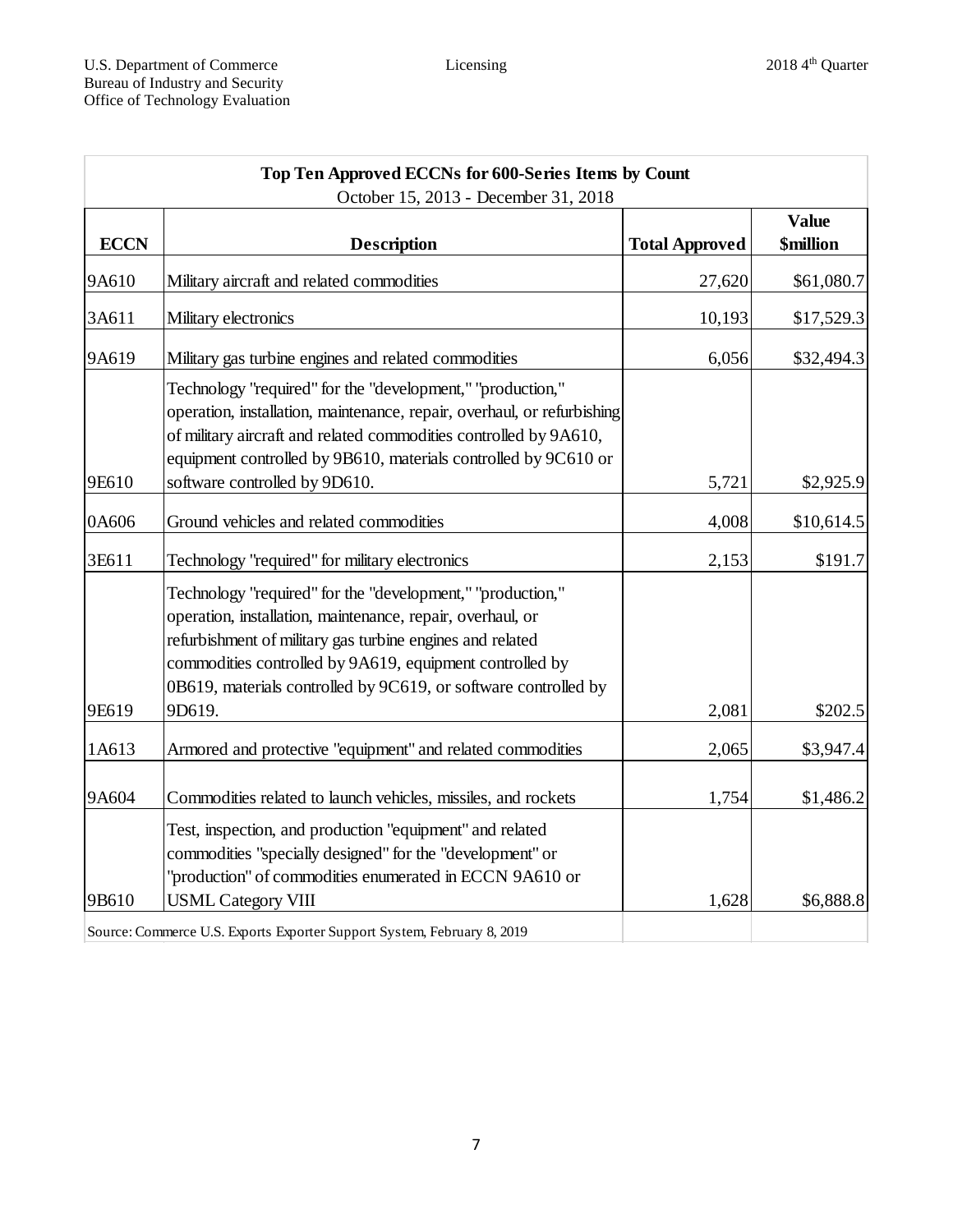| Top Ten Approved ECCNs for 600-Series Items by Count<br>October 15, 2013 - December 31, 2018 | | | |
|---|---|---|---|
| **ECCN** | **Description** | **Total Approved** | **Value $million** |
| 9A610 | Military aircraft and related commodities | 27,620 | $61,080.7 |
| 3A611 | Military electronics | 10,193 | $17,529.3 |
| 9A619 | Military gas turbine engines and related commodities | 6,056 | $32,494.3 |
| 9E610 | Technology "required" for the "development," "production," operation, installation, maintenance, repair, overhaul, or refurbishing of military aircraft and related commodities controlled by 9A610, equipment controlled by 9B610, materials controlled by 9C610 or software controlled by 9D610. | 5,721 | $2,925.9 |
| 0A606 | Ground vehicles and related commodities | 4,008 | $10,614.5 |
| 3E611 | Technology "required" for military electronics | 2,153 | $191.7 |
| 9E619 | Technology "required" for the "development," "production," operation, installation, maintenance, repair, overhaul, or refurbishment of military gas turbine engines and related commodities controlled by 9A619, equipment controlled by 0B619, materials controlled by 9C619, or software controlled by 9D619. | 2,081 | $202.5 |
| 1A613 | Armored and protective "equipment" and related commodities | 2,065 | $3,947.4 |
| 9A604 | Commodities related to launch vehicles, missiles, and rockets | 1,754 | $1,486.2 |
| 9B610 | Test, inspection, and production "equipment" and related commodities "specially designed" for the "development" or "production" of commodities enumerated in ECCN 9A610 or USML Category VIII | 1,628 | $6,888.8 |

Source: Commerce U.S. Exports Exporter Support System, February 8, 2019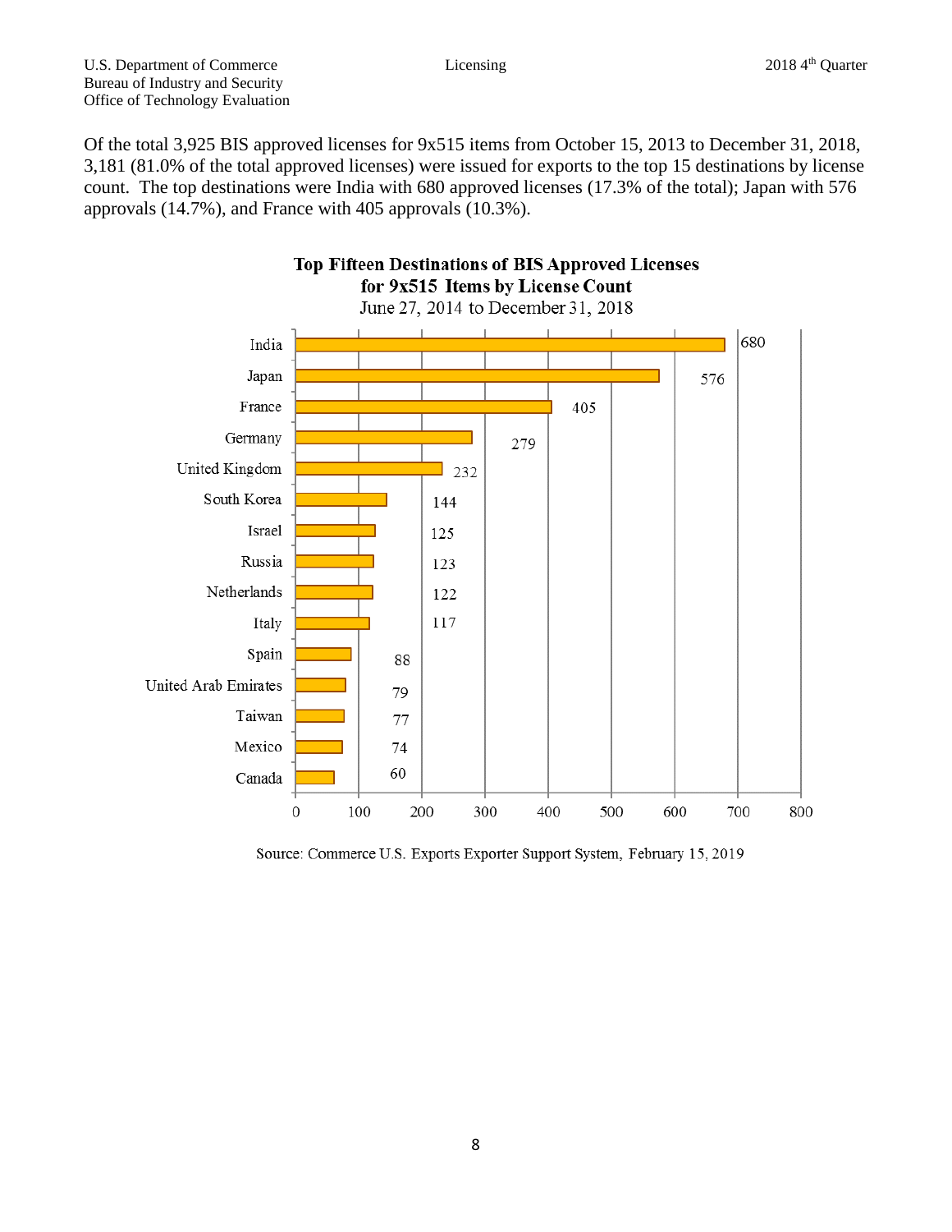Of the total 3,925 BIS approved licenses for 9x515 items from October 15, 2013 to December 31, 2018, 3,181 (81.0% of the total approved licenses) were issued for exports to the top 15 destinations by license count. The top destinations were India with 680 approved licenses (17.3% of the total); Japan with 576 approvals (14.7%), and France with 405 approvals (10.3%).

**Top Fifteen Destinations of BIS Approved Licenses for 9x515 Items by License Count**

June 27, 2014 to December 31, 2018

India 680
Japan 576
France 405
Germany 279
United Kingdom 232
South Korea 144
Israel 125
Russia 123
Netherlands 122
Italy 117
Spain 88
United Arab Emirates 79
Taiwan 77
Mexico 74
Canada 60

0 100 200 300 400 500 600 700 800

Source: Commerce U.S. Exports Exporter Support System, February 15, 2019